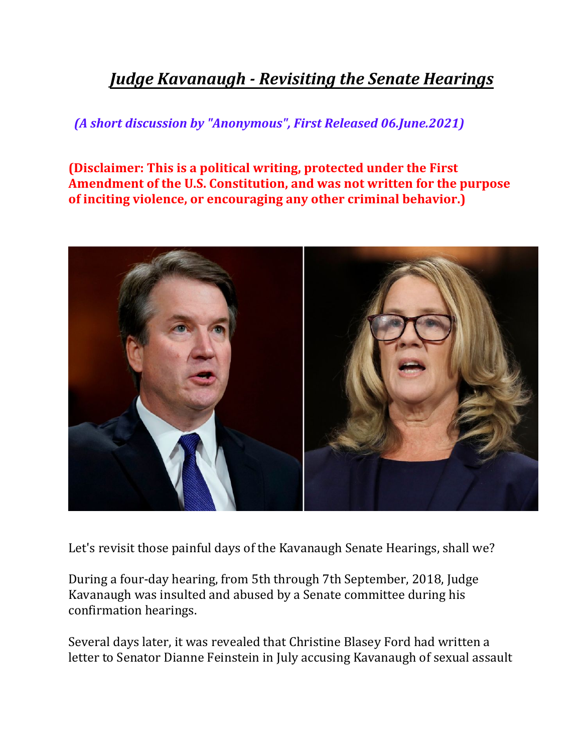# *Judge Kavanaugh - Revisiting the Senate Hearings*

*(A short discussion by "Anonymous", First Released 06.June.2021)*

**(Disclaimer: This is a political writing, protected under the First Amendment of the U.S. Constitution, and was not written for the purpose of inciting violence, or encouraging any other criminal behavior.)**

Let's revisit those painful days of the Kavanaugh Senate Hearings, shall we?

During a four-day hearing, from 5th through 7th September, 2018, Judge Kavanaugh was insulted and abused by a Senate committee during his confirmation hearings.

Several days later, it was revealed that Christine Blasey Ford had written a letter to Senator Dianne Feinstein in July accusing Kavanaugh of sexual assault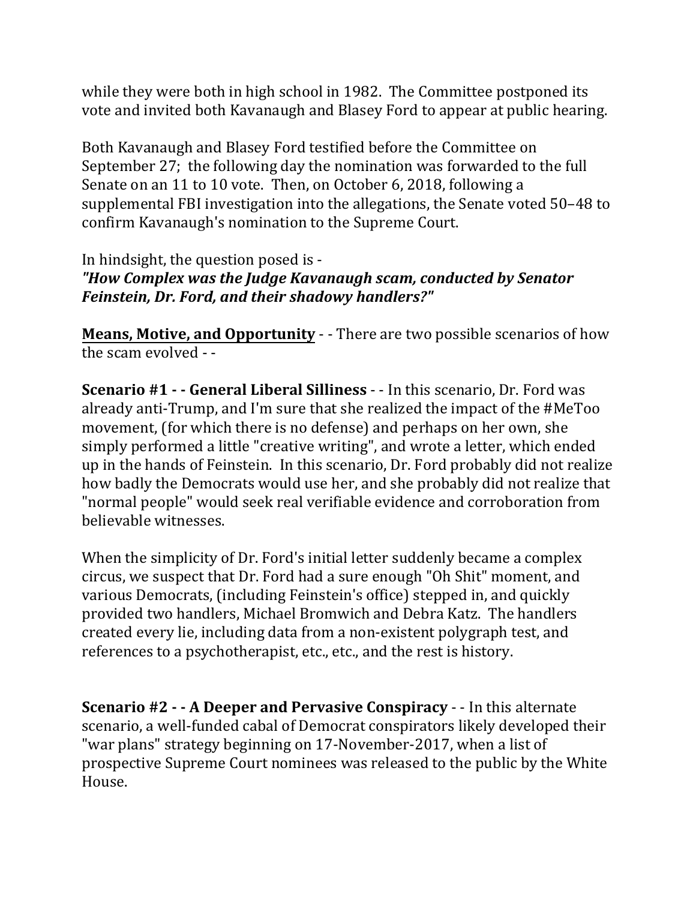while they were both in high school in 1982. The Committee postponed its vote and invited both Kavanaugh and Blasey Ford to appear at public hearing.

Both Kavanaugh and Blasey Ford testified before the Committee on September 27; the following day the nomination was forwarded to the full Senate on an 11 to 10 vote. Then, on October 6, 2018, following a supplemental FBI investigation into the allegations, the Senate voted 50–48 to confirm Kavanaugh's nomination to the Supreme Court.

In hindsight, the question posed is -
***"How Complex was the Judge Kavanaugh scam, conducted by Senator Feinstein, Dr. Ford, and their shadowy handlers?"***

**Means, Motive, and Opportunity** - - There are two possible scenarios of how the scam evolved - -

**Scenario #1 - - General Liberal Silliness** - - In this scenario, Dr. Ford was already anti-Trump, and I'm sure that she realized the impact of the #MeToo movement, (for which there is no defense) and perhaps on her own, she simply performed a little "creative writing", and wrote a letter, which ended up in the hands of Feinstein. In this scenario, Dr. Ford probably did not realize how badly the Democrats would use her, and she probably did not realize that "normal people" would seek real verifiable evidence and corroboration from believable witnesses.

When the simplicity of Dr. Ford's initial letter suddenly became a complex circus, we suspect that Dr. Ford had a sure enough "Oh Shit" moment, and various Democrats, (including Feinstein's office) stepped in, and quickly provided two handlers, Michael Bromwich and Debra Katz. The handlers created every lie, including data from a non-existent polygraph test, and references to a psychotherapist, etc., etc., and the rest is history.

**Scenario #2 - - A Deeper and Pervasive Conspiracy** - - In this alternate scenario, a well-funded cabal of Democrat conspirators likely developed their "war plans" strategy beginning on 17-November-2017, when a list of prospective Supreme Court nominees was released to the public by the White House.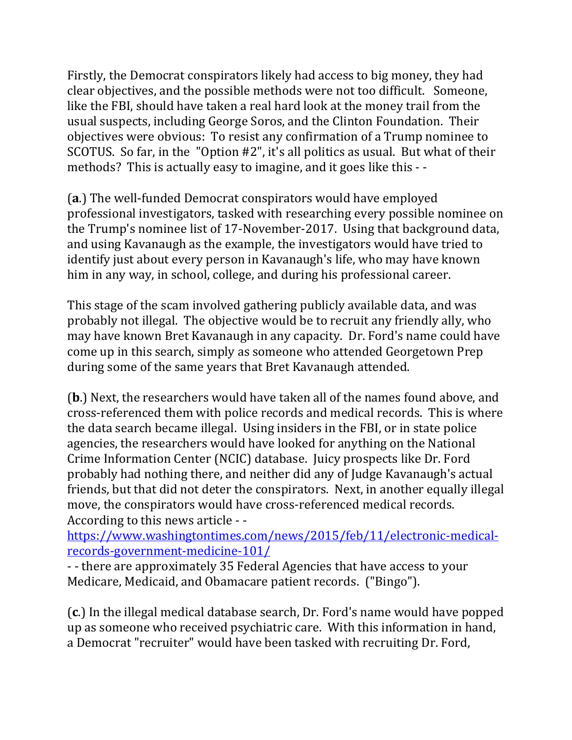Firstly, the Democrat conspirators likely had access to big money, they had clear objectives, and the possible methods were not too difficult. Someone, like the FBI, should have taken a real hard look at the money trail from the usual suspects, including George Soros, and the Clinton Foundation. Their objectives were obvious: To resist any confirmation of a Trump nominee to SCOTUS. So far, in the "Option #2", it's all politics as usual. But what of their methods? This is actually easy to imagine, and it goes like this - -

(**a**.) The well-funded Democrat conspirators would have employed professional investigators, tasked with researching every possible nominee on the Trump's nominee list of 17-November-2017. Using that background data, and using Kavanaugh as the example, the investigators would have tried to identify just about every person in Kavanaugh's life, who may have known him in any way, in school, college, and during his professional career.

This stage of the scam involved gathering publicly available data, and was probably not illegal. The objective would be to recruit any friendly ally, who may have known Bret Kavanaugh in any capacity. Dr. Ford's name could have come up in this search, simply as someone who attended Georgetown Prep during some of the same years that Bret Kavanaugh attended.

(**b**.) Next, the researchers would have taken all of the names found above, and cross-referenced them with police records and medical records. This is where the data search became illegal. Using insiders in the FBI, or in state police agencies, the researchers would have looked for anything on the National Crime Information Center (NCIC) database. Juicy prospects like Dr. Ford probably had nothing there, and neither did any of Judge Kavanaugh's actual friends, but that did not deter the conspirators. Next, in another equally illegal move, the conspirators would have cross-referenced medical records. According to this news article - -
[https://www.washingtontimes.com/news/2015/feb/11/electronic-medical-records-government-medicine-101/](https://www.washingtontimes.com/news/2015/feb/11/electronic-medical-records-government-medicine-101/)
- - there are approximately 35 Federal Agencies that have access to your Medicare, Medicaid, and Obamacare patient records. ("Bingo").

(**c**.) In the illegal medical database search, Dr. Ford's name would have popped up as someone who received psychiatric care. With this information in hand, a Democrat "recruiter" would have been tasked with recruiting Dr. Ford,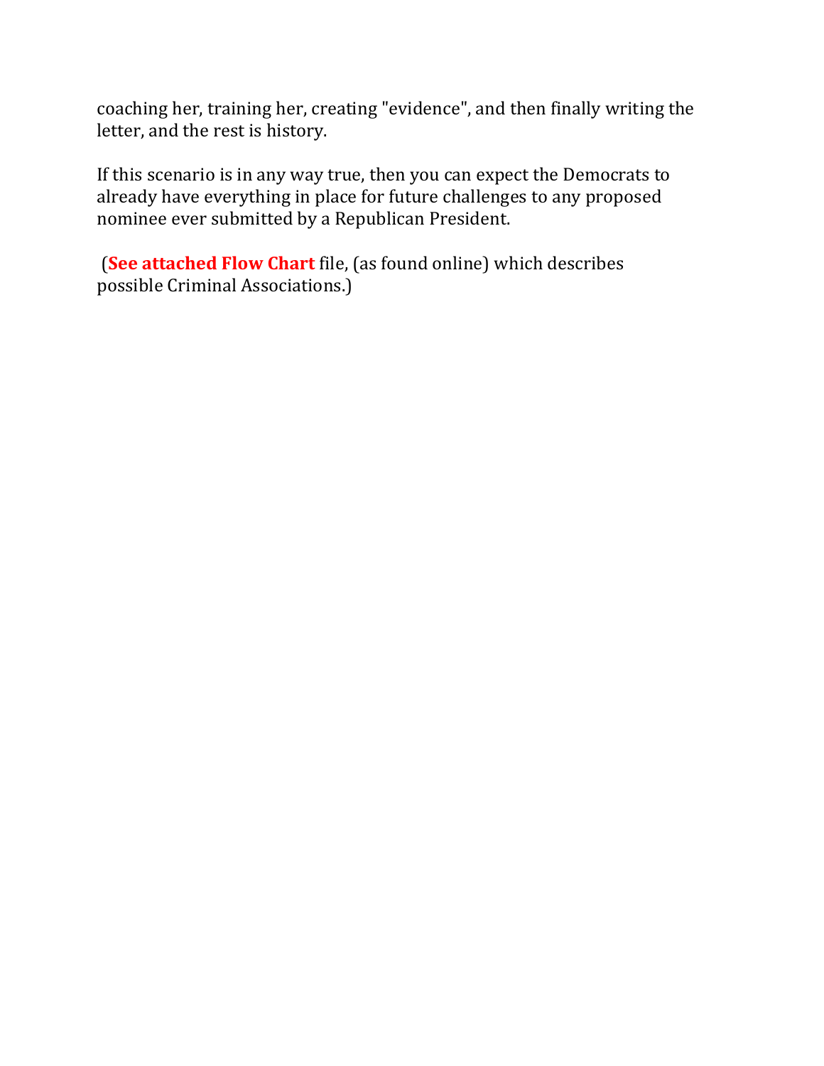coaching her, training her, creating "evidence", and then finally writing the letter, and the rest is history.

If this scenario is in any way true, then you can expect the Democrats to already have everything in place for future challenges to any proposed nominee ever submitted by a Republican President.

(**See attached Flow Chart** file, (as found online) which describes possible Criminal Associations.)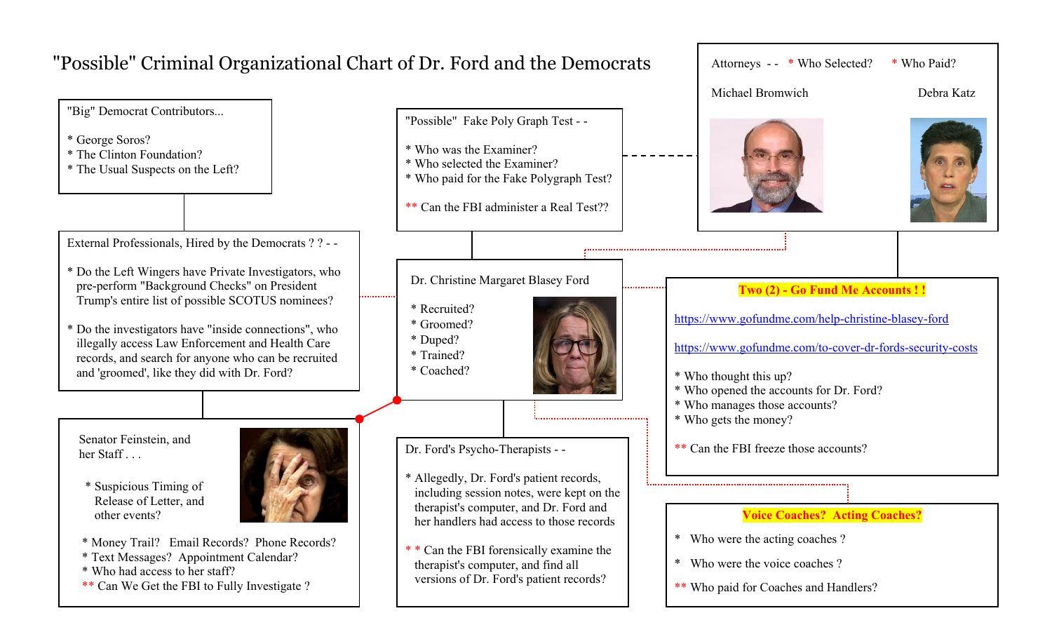# "Possible" Criminal Organizational Chart of Dr. Ford and the Democrats

"Big" Democrat Contributors...

* George Soros?
* The Clinton Foundation?
* The Usual Suspects on the Left?

"Possible" Fake Poly Graph Test - -

* Who was the Examiner?
* Who selected the Examiner?
* Who paid for the Fake Polygraph Test?

** Can the FBI administer a Real Test??

Attorneys - - * Who Selected? * Who Paid?

Michael Bromwich

Debra Katz

External Professionals, Hired by the Democrats ? ? - -

* Do the Left Wingers have Private Investigators, who pre-perform "Background Checks" on President Trump's entire list of possible SCOTUS nominees?

* Do the investigators have "inside connections", who illegally access Law Enforcement and Health Care records, and search for anyone who can be recruited and 'groomed', like they did with Dr. Ford?

Dr. Christine Margaret Blasey Ford

* Recruited?
* Groomed?
* Duped?
* Trained?
* Coached?

**Two (2) - Go Fund Me Accounts ! !**

https://www.gofundme.com/help-christine-blasey-ford

https://www.gofundme.com/to-cover-dr-fords-security-costs

* Who thought this up?
* Who opened the accounts for Dr. Ford?
* Who manages those accounts?
* Who gets the money?

** Can the FBI freeze those accounts?

Senator Feinstein, and her Staff . . .

* Suspicious Timing of Release of Letter, and other events?

* Money Trail? Email Records? Phone Records?
* Text Messages? Appointment Calendar?
* Who had access to her staff?

** Can We Get the FBI to Fully Investigate ?

Dr. Ford's Psycho-Therapists - -

* Allegedly, Dr. Ford's patient records, including session notes, were kept on the therapist's computer, and Dr. Ford and her handlers had access to those records

* * Can the FBI forensically examine the therapist's computer, and find all versions of Dr. Ford's patient records?

**Voice Coaches? Acting Coaches?**

* Who were the acting coaches ?

* Who were the voice coaches ?

** Who paid for Coaches and Handlers?